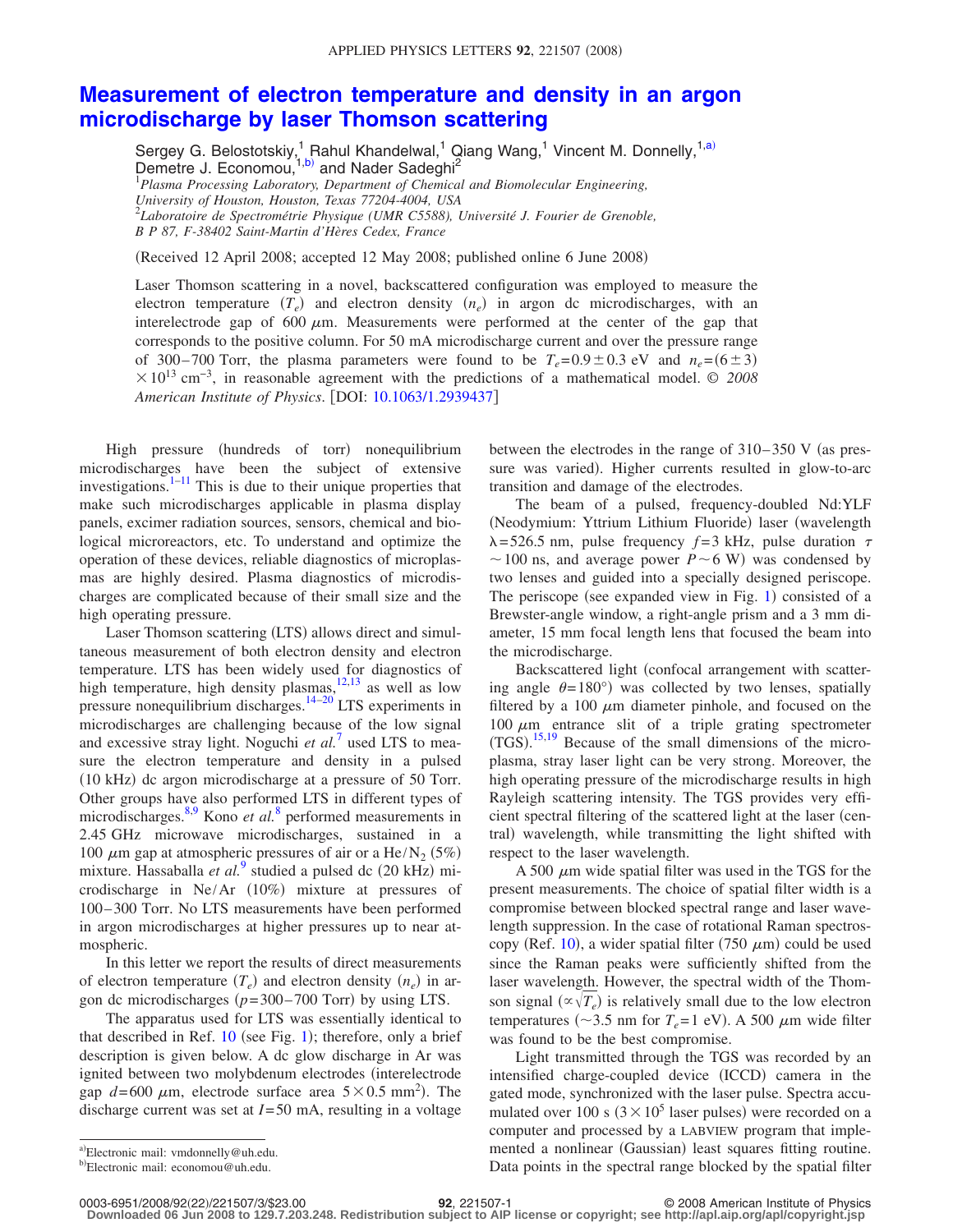# Measurement of electron temperature and density in an argon microdischarge by laser Thomson scattering

Sergey G. Belostotskiy,[1] Rahul Khandelwal,[1] Qiang Wang,[1] Vincent M. Donnelly,[1,a)] Demetre J. Economou,[1,b)] and Nader Sadeghi[2]

[1]*Plasma Processing Laboratory, Department of Chemical and Biomolecular Engineering, University of Houston, Houston, Texas 77204-4004, USA*
[2]*Laboratoire de Spectrométrie Physique (UMR C5588), Université J. Fourier de Grenoble, B P 87, F-38402 Saint-Martin d'Hères Cedex, France*

(Received 12 April 2008; accepted 12 May 2008; published online 6 June 2008)

Laser Thomson scattering in a novel, backscattered configuration was employed to measure the electron temperature ($T_e$) and electron density ($n_e$) in argon dc microdischarges, with an interelectrode gap of 600 $\mu$m. Measurements were performed at the center of the gap that corresponds to the positive column. For 50 mA microdischarge current and over the pressure range of 300–700 Torr, the plasma parameters were found to be $T_e=0.9\pm0.3$ eV and $n_e=(6\pm3)\times10^{13}$ cm$^{-3}$, in reasonable agreement with the predictions of a mathematical model. © *2008 American Institute of Physics*. [DOI: 10.1063/1.2939437]

High pressure (hundreds of torr) nonequilibrium microdischarges have been the subject of extensive investigations.[1–11] This is due to their unique properties that make such microdischarges applicable in plasma display panels, excimer radiation sources, sensors, chemical and biological microreactors, etc. To understand and optimize the operation of these devices, reliable diagnostics of microplasmas are highly desired. Plasma diagnostics of microdischarges are complicated because of their small size and the high operating pressure.

Laser Thomson scattering (LTS) allows direct and simultaneous measurement of both electron density and electron temperature. LTS has been widely used for diagnostics of high temperature, high density plasmas,[12,13] as well as low pressure nonequilibrium discharges.[14–20] LTS experiments in microdischarges are challenging because of the low signal and excessive stray light. Noguchi *et al.*[7] used LTS to measure the electron temperature and density in a pulsed (10 kHz) dc argon microdischarge at a pressure of 50 Torr. Other groups have also performed LTS in different types of microdischarges.[8,9] Kono *et al.*[8] performed measurements in 2.45 GHz microwave microdischarges, sustained in a 100 $\mu$m gap at atmospheric pressures of air or a He/$N_2$ (5%) mixture. Hassaballa *et al.*[9] studied a pulsed dc (20 kHz) microdischarge in Ne/Ar (10%) mixture at pressures of 100–300 Torr. No LTS measurements have been performed in argon microdischarges at higher pressures up to near atmospheric.

In this letter we report the results of direct measurements of electron temperature ($T_e$) and electron density ($n_e$) in argon dc microdischarges ($p=300$–$700$ Torr) by using LTS.

The apparatus used for LTS was essentially identical to that described in Ref. 10 (see Fig. 1); therefore, only a brief description is given below. A dc glow discharge in Ar was ignited between two molybdenum electrodes (interelectrode gap $d=600$ $\mu$m, electrode surface area $5\times0.5$ mm$^2$). The discharge current was set at $I=50$ mA, resulting in a voltage between the electrodes in the range of 310–350 V (as pressure was varied). Higher currents resulted in glow-to-arc transition and damage of the electrodes.

The beam of a pulsed, frequency-doubled Nd:YLF (Neodymium: Yttrium Lithium Fluoride) laser (wavelength $\lambda=526.5$ nm, pulse frequency $f=3$ kHz, pulse duration $\tau\sim100$ ns, and average power $P\sim6$ W) was condensed by two lenses and guided into a specially designed periscope. The periscope (see expanded view in Fig. 1) consisted of a Brewster-angle window, a right-angle prism and a 3 mm diameter, 15 mm focal length lens that focused the beam into the microdischarge.

Backscattered light (confocal arrangement with scattering angle $\theta=180°$) was collected by two lenses, spatially filtered by a 100 $\mu$m diameter pinhole, and focused on the 100 $\mu$m entrance slit of a triple grating spectrometer (TGS).[15,19] Because of the small dimensions of the microplasma, stray laser light can be very strong. Moreover, the high operating pressure of the microdischarge results in high Rayleigh scattering intensity. The TGS provides very efficient spectral filtering of the scattered light at the laser (central) wavelength, while transmitting the light shifted with respect to the laser wavelength.

A 500 $\mu$m wide spatial filter was used in the TGS for the present measurements. The choice of spatial filter width is a compromise between blocked spectral range and laser wavelength suppression. In the case of rotational Raman spectroscopy (Ref. 10), a wider spatial filter (750 $\mu$m) could be used since the Raman peaks were sufficiently shifted from the laser wavelength. However, the spectral width of the Thomson signal ($\propto\sqrt{T_e}$) is relatively small due to the low electron temperatures (~3.5 nm for $T_e=1$ eV). A 500 $\mu$m wide filter was found to be the best compromise.

Light transmitted through the TGS was recorded by an intensified charge-coupled device (ICCD) camera in the gated mode, synchronized with the laser pulse. Spectra accumulated over 100 s ($3\times10^5$ laser pulses) were recorded on a computer and processed by a LABVIEW program that implemented a nonlinear (Gaussian) least squares fitting routine. Data points in the spectral range blocked by the spatial filter

---

a)Electronic mail: vmdonnelly@uh.edu.
b)Electronic mail: economou@uh.edu.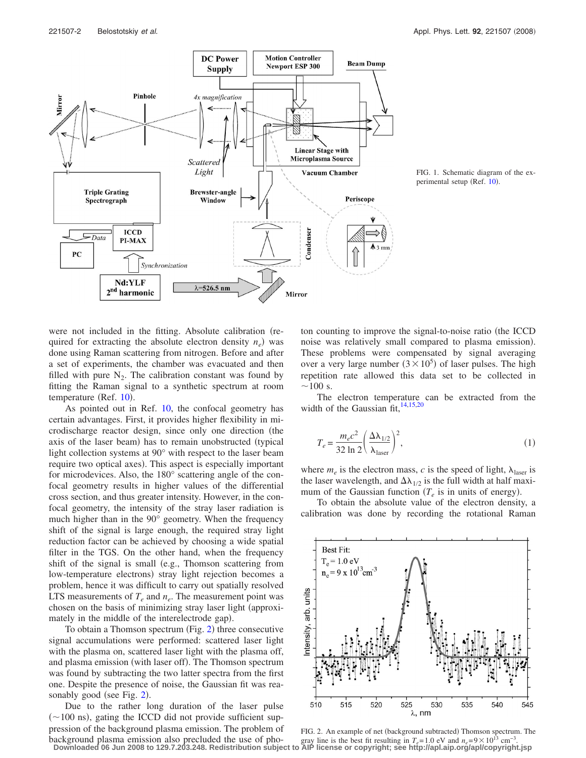FIG. 1. Schematic diagram of the experimental setup (Ref. [10]).

were not included in the fitting. Absolute calibration (required for extracting the absolute electron density $n_e$) was done using Raman scattering from nitrogen. Before and after a set of experiments, the chamber was evacuated and then filled with pure $N_2$. The calibration constant was found by fitting the Raman signal to a synthetic spectrum at room temperature (Ref. [10]).

As pointed out in Ref. [10], the confocal geometry has certain advantages. First, it provides higher flexibility in microdischarge reactor design, since only one direction (the axis of the laser beam) has to remain unobstructed (typical light collection systems at 90° with respect to the laser beam require two optical axes). This aspect is especially important for microdevices. Also, the 180° scattering angle of the confocal geometry results in higher values of the differential cross section, and thus greater intensity. However, in the confocal geometry, the intensity of the stray laser radiation is much higher than in the 90° geometry. When the frequency shift of the signal is large enough, the required stray light reduction factor can be achieved by choosing a wide spatial filter in the TGS. On the other hand, when the frequency shift of the signal is small (e.g., Thomson scattering from low-temperature electrons) stray light rejection becomes a problem, hence it was difficult to carry out spatially resolved LTS measurements of $T_e$ and $n_e$. The measurement point was chosen on the basis of minimizing stray laser light (approximately in the middle of the interelectrode gap).

To obtain a Thomson spectrum (Fig. 2) three consecutive signal accumulations were performed: scattered laser light with the plasma on, scattered laser light with the plasma off, and plasma emission (with laser off). The Thomson spectrum was found by subtracting the two latter spectra from the first one. Despite the presence of noise, the Gaussian fit was reasonably good (see Fig. 2).

Due to the rather long duration of the laser pulse (~100 ns), gating the ICCD did not provide sufficient suppression of the background plasma emission. The problem of background plasma emission also precluded the use of photon counting to improve the signal-to-noise ratio (the ICCD noise was relatively small compared to plasma emission). These problems were compensated by signal averaging over a very large number ($3 \times 10^5$) of laser pulses. The high repetition rate allowed this data set to be collected in ~100 s.

The electron temperature can be extracted from the width of the Gaussian fit,[14,15,20]

$$T_e = \frac{m_e c^2}{32 \ln 2}\left(\frac{\Delta\lambda_{1/2}}{\lambda_{\text{laser}}}\right)^2, \qquad (1)$$

where $m_e$ is the electron mass, $c$ is the speed of light, $\lambda_{\text{laser}}$ is the laser wavelength, and $\Delta\lambda_{1/2}$ is the full width at half maximum of the Gaussian function ($T_e$ is in units of energy).

To obtain the absolute value of the electron density, a calibration was done by recording the rotational Raman

FIG. 2. An example of net (background subtracted) Thomson spectrum. The gray line is the best fit resulting in $T_e$=1.0 eV and $n_e$=$9\times10^{13}$ cm$^{-3}$.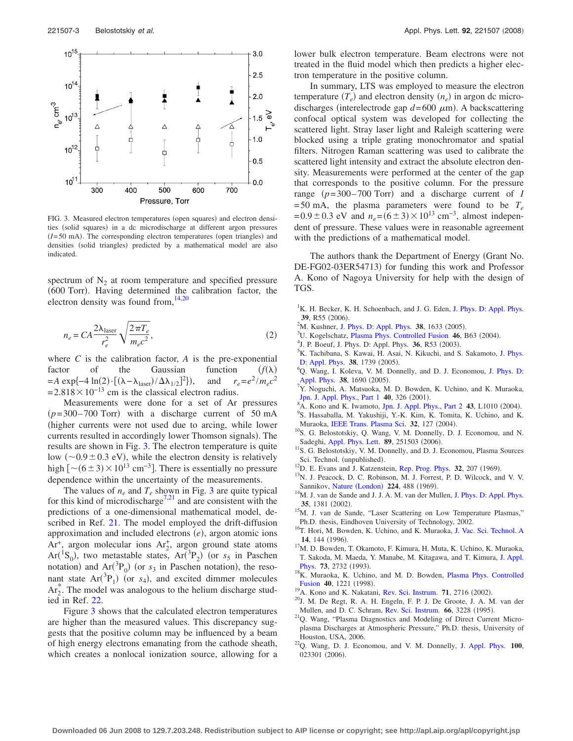10^15
10^14
10^13
10^12
10^11
$n_e$, cm$^{-3}$
3.0
2.5
2.0
1.5
1.0
0.5
0.0
$T_e$, eV
300
400
500
600
700
Pressure, Torr

FIG. 3. Measured electron temperatures (open squares) and electron densities (solid squares) in a dc microdischarge at different argon pressures ($I$=50 mA). The corresponding electron temperatures (open triangles) and densities (solid triangles) predicted by a mathematical model are also indicated.

spectrum of $N_2$ at room temperature and specified pressure (600 Torr). Having determined the calibration factor, the electron density was found from,[14,20]

$$n_e = CA \frac{2\lambda_{\text{laser}}}{r_e^2} \sqrt{\frac{2\pi T_e}{m_e c^2}}, \tag{2}$$

where $C$ is the calibration factor, $A$ is the pre-exponential factor of the Gaussian function ($f(\lambda) = A \exp\{-4 \ln(2) \cdot [(\lambda - \lambda_{\text{laser}})/\Delta\lambda_{1/2}]^2\}$), and $r_e = e^2/m_e c^2 = 2.818 \times 10^{-13}$ cm is the classical electron radius.

Measurements were done for a set of Ar pressures ($p$=300–700 Torr) with a discharge current of 50 mA (higher currents were not used due to arcing, while lower currents resulted in accordingly lower Thomson signals). The results are shown in Fig. 3. The electron temperature is quite low ($\sim 0.9 \pm 0.3$ eV), while the electron density is relatively high [$\sim (6 \pm 3) \times 10^{13}$ cm$^{-3}$]. There is essentially no pressure dependence within the uncertainty of the measurements.

The values of $n_e$ and $T_e$ shown in Fig. 3 are quite typical for this kind of microdischarge[7,21] and are consistent with the predictions of a one-dimensional mathematical model, described in Ref. 21. The model employed the drift-diffusion approximation and included electrons ($e$), argon atomic ions $Ar^+$, argon molecular ions $Ar_2^+$, argon ground state atoms $Ar(^1S_0)$, two metastable states, $Ar(^3P_2)$ (or $s_5$ in Paschen notation) and $Ar(^3P_0)$ (or $s_3$ in Paschen notation), the resonant state $Ar(^3P_1)$ (or $s_4$), and excited dimmer molecules $Ar_2^*$. The model was analogous to the helium discharge studied in Ref. 22.

Figure 3 shows that the calculated electron temperatures are higher than the measured values. This discrepancy suggests that the positive column may be influenced by a beam of high energy electrons emanating from the cathode sheath, which creates a nonlocal ionization source, allowing for a lower bulk electron temperature. Beam electrons were not treated in the fluid model which then predicts a higher electron temperature in the positive column.

In summary, LTS was employed to measure the electron temperature ($T_e$) and electron density ($n_e$) in argon dc microdischarges (interelectrode gap $d$=600 $\mu$m). A backscattering confocal optical system was developed for collecting the scattered light. Stray laser light and Raleigh scattering were blocked using a triple grating monochromator and spatial filters. Nitrogen Raman scattering was used to calibrate the scattered light intensity and extract the absolute electron density. Measurements were performed at the center of the gap that corresponds to the positive column. For the pressure range ($p$=300–700 Torr) and a discharge current of $I$=50 mA, the plasma parameters were found to be $T_e = 0.9 \pm 0.3$ eV and $n_e = (6 \pm 3) \times 10^{13}$ cm$^{-3}$, almost independent of pressure. These values were in reasonable agreement with the predictions of a mathematical model.

The authors thank the Department of Energy (Grant No. DE-FG02-03ER54713) for funding this work and Professor A. Kono of Nagoya University for help with the design of TGS.

[1] K. H. Becker, K. H. Schoenbach, and J. G. Eden, J. Phys. D: Appl. Phys. **39**, R55 (2006).
[2] M. Kushner, J. Phys. D: Appl. Phys. **38**, 1633 (2005).
[3] U. Kogelschatz, Plasma Phys. Controlled Fusion **46**, B63 (2004).
[4] J. P. Boeuf, J. Phys. D: Appl. Phys. **36**, R53 (2003).
[5] K. Tachibana, S. Kawai, H. Asai, N. Kikuchi, and S. Sakamoto, J. Phys. D: Appl. Phys. **38**, 1739 (2005).
[6] Q. Wang, I. Koleva, V. M. Donnelly, and D. J. Economou, J. Phys. D: Appl. Phys. **38**, 1690 (2005).
[7] Y. Noguchi, A. Matsuoka, M. D. Bowden, K. Uchino, and K. Muraoka, Jpn. J. Appl. Phys., Part 1 **40**, 326 (2001).
[8] A. Kono and K. Iwamoto, Jpn. J. Appl. Phys., Part 2 **43**, L1010 (2004).
[9] S. Hassaballa, M. Yakushiji, Y.-K. Kim, K. Tomita, K. Uchino, and K. Muraoka, IEEE Trans. Plasma Sci. **32**, 127 (2004).
[10] S. G. Belostotskiy, Q. Wang, V. M. Donnelly, D. J. Economou, and N. Sadeghi, Appl. Phys. Lett. **89**, 251503 (2006).
[11] S. G. Belostotskiy, V. M. Donnelly, and D. J. Economou, Plasma Sources Sci. Technol. (unpublished).
[12] D. E. Evans and J. Katzenstein, Rep. Prog. Phys. **32**, 207 (1969).
[13] N. J. Peacock, D. C. Robinson, M. J. Forrest, P. D. Wilcock, and V. V. Sannikov, Nature (London) **224**, 488 (1969).
[14] M. J. van de Sande and J. J. A. M. van der Mullen, J. Phys. D: Appl. Phys. **35**, 1381 (2002).
[15] M. J. van de Sande, "Laser Scattering on Low Temperature Plasmas," Ph.D. thesis, Eindhoven University of Technology, 2002.
[16] T. Hori, M. Bowden, K. Uchino, and K. Muraoka, J. Vac. Sci. Technol. A **14**, 144 (1996).
[17] M. D. Bowden, T. Okamoto, F. Kimura, H. Muta, K. Uchino, K. Muraoka, T. Sakoda, M. Maeda, Y. Manabe, M. Kitagawa, and T. Kimura, J. Appl. Phys. **73**, 2732 (1993).
[18] K. Muraoka, K. Uchino, and M. D. Bowden, Plasma Phys. Controlled Fusion **40**, 1221 (1998).
[19] A. Kono and K. Nakatani, Rev. Sci. Instrum. **71**, 2716 (2002).
[20] J. M. De Regt, R. A. H. Engeln, F. P. J. De Groote, J. A. M. van der Mullen, and D. C. Schram, Rev. Sci. Instrum. **66**, 3228 (1995).
[21] Q. Wang, "Plasma Diagnostics and Modeling of Direct Current Microplasma Discharges at Atmospheric Pressure," Ph.D. thesis, University of Houston, USA, 2006.
[22] Q. Wang, D. J. Economou, and V. M. Donnelly, J. Appl. Phys. **100**, 023301 (2006).